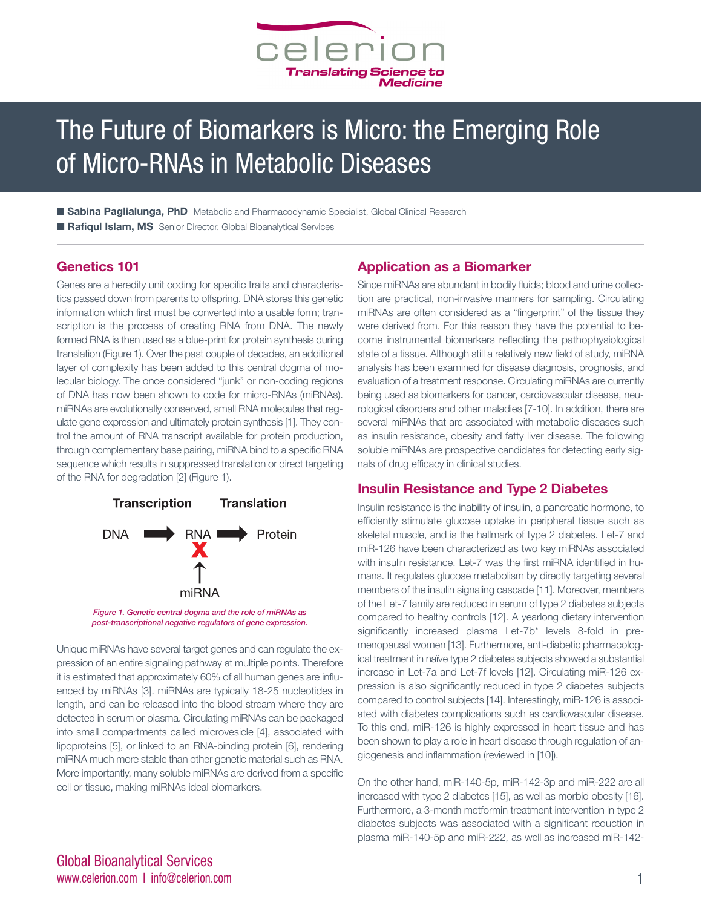# The Future of Biomarkers is Micro: the Emerging Role of Micro-RNAs in Metabolic Diseases

- **Sabina Paglialunga, PhD** Metabolic and Pharmacodynamic Specialist, Global Clinical Research
- **Rafiqul Islam, MS** Senior Director, Global Bioanalytical Services

## Genetics 101

Genes are a heredity unit coding for specific traits and characteristics passed down from parents to offspring. DNA stores this genetic information which first must be converted into a usable form; transcription is the process of creating RNA from DNA. The newly formed RNA is then used as a blue-print for protein synthesis during translation (Figure 1). Over the past couple of decades, an additional layer of complexity has been added to this central dogma of molecular biology. The once considered "junk" or non-coding regions of DNA has now been shown to code for micro-RNAs (miRNAs). miRNAs are evolutionally conserved, small RNA molecules that regulate gene expression and ultimately protein synthesis [1]. They control the amount of RNA transcript available for protein production, through complementary base pairing, miRNA bind to a specific RNA sequence which results in suppressed translation or direct targeting of the RNA for degradation [2] (Figure 1).

Transcription | Translation

DNA → RNA → Protein

X ↑ miRNA

*Figure 1. Genetic central dogma and the role of miRNAs as post-transcriptional negative regulators of gene expression.*

Unique miRNAs have several target genes and can regulate the expression of an entire signaling pathway at multiple points. Therefore it is estimated that approximately 60% of all human genes are influenced by miRNAs [3]. miRNAs are typically 18-25 nucleotides in length, and can be released into the blood stream where they are detected in serum or plasma. Circulating miRNAs can be packaged into small compartments called microvesicle [4], associated with lipoproteins [5], or linked to an RNA-binding protein [6], rendering miRNA much more stable than other genetic material such as RNA. More importantly, many soluble miRNAs are derived from a specific cell or tissue, making miRNAs ideal biomarkers.

## Application as a Biomarker

Since miRNAs are abundant in bodily fluids; blood and urine collection are practical, non-invasive manners for sampling. Circulating miRNAs are often considered as a "fingerprint" of the tissue they were derived from. For this reason they have the potential to become instrumental biomarkers reflecting the pathophysiological state of a tissue. Although still a relatively new field of study, miRNA analysis has been examined for disease diagnosis, prognosis, and evaluation of a treatment response. Circulating miRNAs are currently being used as biomarkers for cancer, cardiovascular disease, neurological disorders and other maladies [7-10]. In addition, there are several miRNAs that are associated with metabolic diseases such as insulin resistance, obesity and fatty liver disease. The following soluble miRNAs are prospective candidates for detecting early signals of drug efficacy in clinical studies.

## Insulin Resistance and Type 2 Diabetes

Insulin resistance is the inability of insulin, a pancreatic hormone, to efficiently stimulate glucose uptake in peripheral tissue such as skeletal muscle, and is the hallmark of type 2 diabetes. Let-7 and miR-126 have been characterized as two key miRNAs associated with insulin resistance. Let-7 was the first miRNA identified in humans. It regulates glucose metabolism by directly targeting several members of the insulin signaling cascade [11]. Moreover, members of the Let-7 family are reduced in serum of type 2 diabetes subjects compared to healthy controls [12]. A yearlong dietary intervention significantly increased plasma Let-7b* levels 8-fold in pre-menopausal women [13]. Furthermore, anti-diabetic pharmacological treatment in naïve type 2 diabetes subjects showed a substantial increase in Let-7a and Let-7f levels [12]. Circulating miR-126 expression is also significantly reduced in type 2 diabetes subjects compared to control subjects [14]. Interestingly, miR-126 is associated with diabetes complications such as cardiovascular disease. To this end, miR-126 is highly expressed in heart tissue and has been shown to play a role in heart disease through regulation of angiogenesis and inflammation (reviewed in [10]).

On the other hand, miR-140-5p, miR-142-3p and miR-222 are all increased with type 2 diabetes [15], as well as morbid obesity [16]. Furthermore, a 3-month metformin treatment intervention in type 2 diabetes subjects was associated with a significant reduction in plasma miR-140-5p and miR-222, as well as increased miR-142-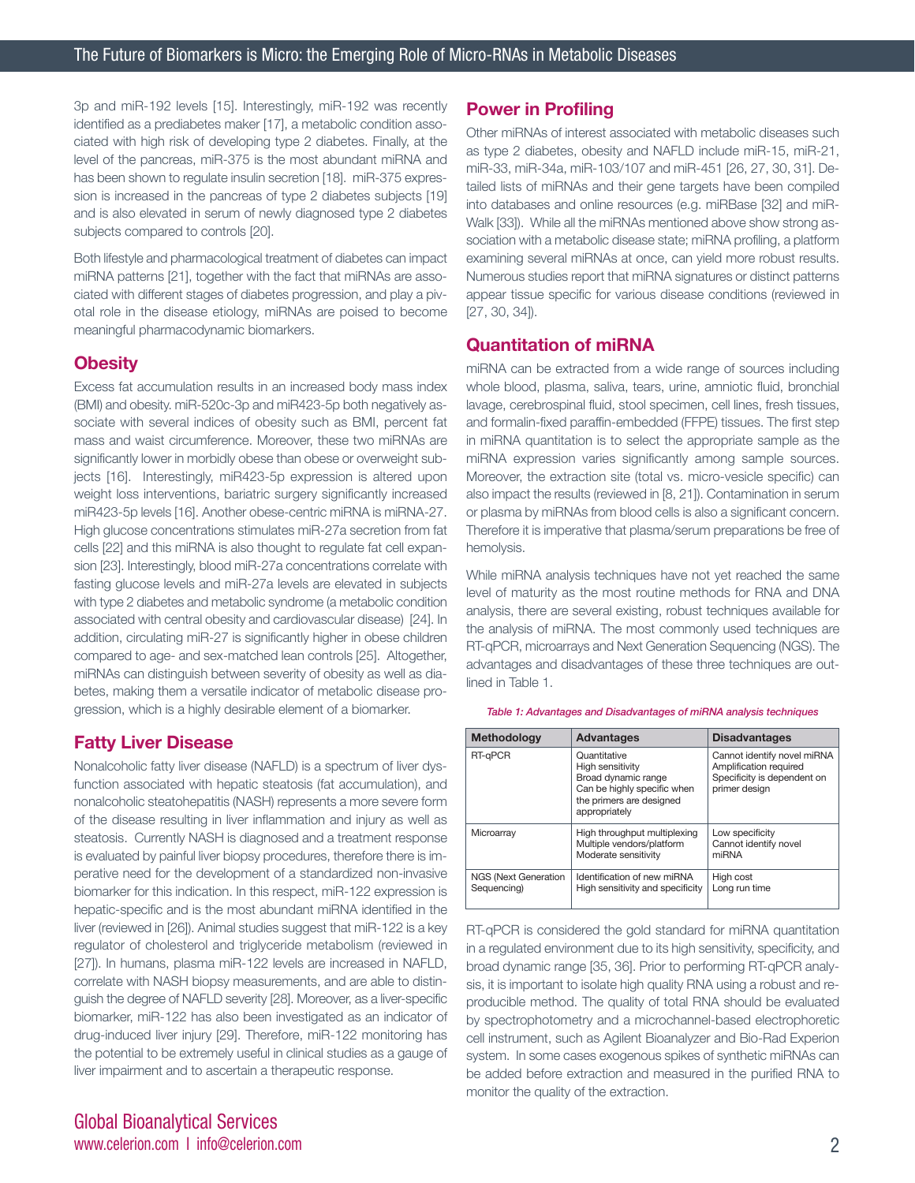3p and miR-192 levels [15]. Interestingly, miR-192 was recently identified as a prediabetes maker [17], a metabolic condition associated with high risk of developing type 2 diabetes. Finally, at the level of the pancreas, miR-375 is the most abundant miRNA and has been shown to regulate insulin secretion [18]. miR-375 expression is increased in the pancreas of type 2 diabetes subjects [19] and is also elevated in serum of newly diagnosed type 2 diabetes subjects compared to controls [20].

Both lifestyle and pharmacological treatment of diabetes can impact miRNA patterns [21], together with the fact that miRNAs are associated with different stages of diabetes progression, and play a pivotal role in the disease etiology, miRNAs are poised to become meaningful pharmacodynamic biomarkers.

## Obesity

Excess fat accumulation results in an increased body mass index (BMI) and obesity. miR-520c-3p and miR423-5p both negatively associate with several indices of obesity such as BMI, percent fat mass and waist circumference. Moreover, these two miRNAs are significantly lower in morbidly obese than obese or overweight subjects [16]. Interestingly, miR423-5p expression is altered upon weight loss interventions, bariatric surgery significantly increased miR423-5p levels [16]. Another obese-centric miRNA is miRNA-27. High glucose concentrations stimulates miR-27a secretion from fat cells [22] and this miRNA is also thought to regulate fat cell expansion [23]. Interestingly, blood miR-27a concentrations correlate with fasting glucose levels and miR-27a levels are elevated in subjects with type 2 diabetes and metabolic syndrome (a metabolic condition associated with central obesity and cardiovascular disease) [24]. In addition, circulating miR-27 is significantly higher in obese children compared to age- and sex-matched lean controls [25]. Altogether, miRNAs can distinguish between severity of obesity as well as diabetes, making them a versatile indicator of metabolic disease progression, which is a highly desirable element of a biomarker.

## Fatty Liver Disease

Nonalcoholic fatty liver disease (NAFLD) is a spectrum of liver dysfunction associated with hepatic steatosis (fat accumulation), and nonalcoholic steatohepatitis (NASH) represents a more severe form of the disease resulting in liver inflammation and injury as well as steatosis. Currently NASH is diagnosed and a treatment response is evaluated by painful liver biopsy procedures, therefore there is imperative need for the development of a standardized non-invasive biomarker for this indication. In this respect, miR-122 expression is hepatic-specific and is the most abundant miRNA identified in the liver (reviewed in [26]). Animal studies suggest that miR-122 is a key regulator of cholesterol and triglyceride metabolism (reviewed in [27]). In humans, plasma miR-122 levels are increased in NAFLD, correlate with NASH biopsy measurements, and are able to distinguish the degree of NAFLD severity [28]. Moreover, as a liver-specific biomarker, miR-122 has also been investigated as an indicator of drug-induced liver injury [29]. Therefore, miR-122 monitoring has the potential to be extremely useful in clinical studies as a gauge of liver impairment and to ascertain a therapeutic response.

## Power in Profiling

Other miRNAs of interest associated with metabolic diseases such as type 2 diabetes, obesity and NAFLD include miR-15, miR-21, miR-33, miR-34a, miR-103/107 and miR-451 [26, 27, 30, 31]. Detailed lists of miRNAs and their gene targets have been compiled into databases and online resources (e.g. miRBase [32] and miR-Walk [33]). While all the miRNAs mentioned above show strong association with a metabolic disease state; miRNA profiling, a platform examining several miRNAs at once, can yield more robust results. Numerous studies report that miRNA signatures or distinct patterns appear tissue specific for various disease conditions (reviewed in [27, 30, 34]).

## Quantitation of miRNA

miRNA can be extracted from a wide range of sources including whole blood, plasma, saliva, tears, urine, amniotic fluid, bronchial lavage, cerebrospinal fluid, stool specimen, cell lines, fresh tissues, and formalin-fixed paraffin-embedded (FFPE) tissues. The first step in miRNA quantitation is to select the appropriate sample as the miRNA expression varies significantly among sample sources. Moreover, the extraction site (total vs. micro-vesicle specific) can also impact the results (reviewed in [8, 21]). Contamination in serum or plasma by miRNAs from blood cells is also a significant concern. Therefore it is imperative that plasma/serum preparations be free of hemolysis.

While miRNA analysis techniques have not yet reached the same level of maturity as the most routine methods for RNA and DNA analysis, there are several existing, robust techniques available for the analysis of miRNA. The most commonly used techniques are RT-qPCR, microarrays and Next Generation Sequencing (NGS). The advantages and disadvantages of these three techniques are outlined in Table 1.

*Table 1: Advantages and Disadvantages of miRNA analysis techniques*

| Methodology | Advantages | Disadvantages |
|---|---|---|
| RT-qPCR | Quantitative<br>High sensitivity<br>Broad dynamic range<br>Can be highly specific when the primers are designed appropriately | Cannot identify novel miRNA<br>Amplification required<br>Specificity is dependent on primer design |
| Microarray | High throughput multiplexing<br>Multiple vendors/platform<br>Moderate sensitivity | Low specificity<br>Cannot identify novel miRNA |
| NGS (Next Generation Sequencing) | Identification of new miRNA<br>High sensitivity and specificity | High cost<br>Long run time |

RT-qPCR is considered the gold standard for miRNA quantitation in a regulated environment due to its high sensitivity, specificity, and broad dynamic range [35, 36]. Prior to performing RT-qPCR analysis, it is important to isolate high quality RNA using a robust and reproducible method. The quality of total RNA should be evaluated by spectrophotometry and a microchannel-based electrophoretic cell instrument, such as Agilent Bioanalyzer and Bio-Rad Experion system. In some cases exogenous spikes of synthetic miRNAs can be added before extraction and measured in the purified RNA to monitor the quality of the extraction.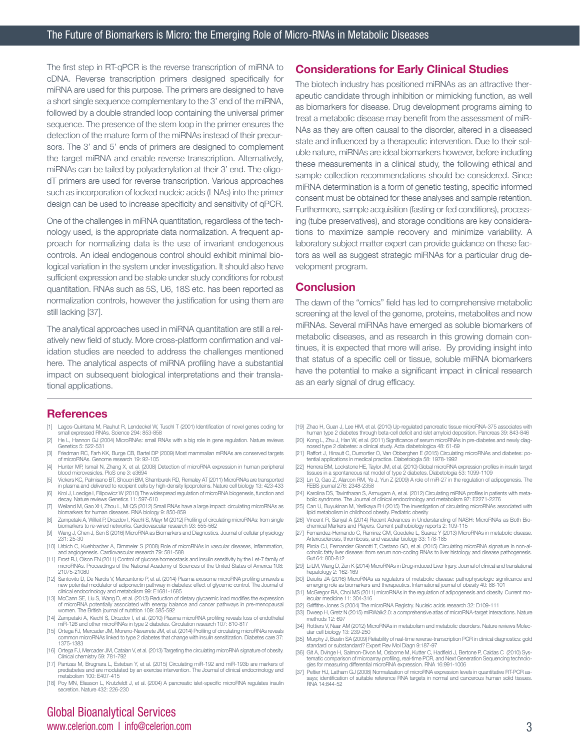The first step in RT-qPCR is the reverse transcription of miRNA to cDNA. Reverse transcription primers designed specifically for miRNA are used for this purpose. The primers are designed to have a short single sequence complementary to the 3' end of the miRNA, followed by a double stranded loop containing the universal primer sequence. The presence of the stem loop in the primer ensures the detection of the mature form of the miRNAs instead of their precursors. The 3' and 5' ends of primers are designed to complement the target miRNA and enable reverse transcription. Alternatively, miRNAs can be tailed by polyadenylation at their 3' end. The oligo-dT primers are used for reverse transcription. Various approaches such as incorporation of locked nucleic acids (LNAs) into the primer design can be used to increase specificity and sensitivity of qPCR.

One of the challenges in miRNA quantitation, regardless of the technology used, is the appropriate data normalization. A frequent approach for normalizing data is the use of invariant endogenous controls. An ideal endogenous control should exhibit minimal biological variation in the system under investigation. It should also have sufficient expression and be stable under study conditions for robust quantitation. RNAs such as 5S, U6, 18S etc. has been reported as normalization controls, however the justification for using them are still lacking [37].

The analytical approaches used in miRNA quantitation are still a relatively new field of study. More cross-platform confirmation and validation studies are needed to address the challenges mentioned here. The analytical aspects of miRNA profiling have a substantial impact on subsequent biological interpretations and their translational applications.

## Considerations for Early Clinical Studies

The biotech industry has positioned miRNAs as an attractive therapeutic candidate through inhibition or mimicking function, as well as biomarkers for disease. Drug development programs aiming to treat a metabolic disease may benefit from the assessment of miRNAs as they are often causal to the disorder, altered in a diseased state and influenced by a therapeutic intervention. Due to their soluble nature, miRNAs are ideal biomarkers however, before including these measurements in a clinical study, the following ethical and sample collection recommendations should be considered. Since miRNA determination is a form of genetic testing, specific informed consent must be obtained for these analyses and sample retention. Furthermore, sample acquisition (fasting or fed conditions), processing (tube preservatives), and storage conditions are key considerations to maximize sample recovery and minimize variability. A laboratory subject matter expert can provide guidance on these factors as well as suggest strategic miRNAs for a particular drug development program.

## Conclusion

The dawn of the "omics" field has led to comprehensive metabolic screening at the level of the genome, proteins, metabolites and now miRNAs. Several miRNAs have emerged as soluble biomarkers of metabolic diseases, and as research in this growing domain continues, it is expected that more will arise. By providing insight into that status of a specific cell or tissue, soluble miRNA biomarkers have the potential to make a significant impact in clinical research as an early signal of drug efficacy.

## References

[1] Lagos-Quintana M, Rauhut R, Lendeckel W, Tuschl T (2001) Identification of novel genes coding for small expressed RNAs. Science 294: 853-858
[2] He L, Hannon GJ (2004) MicroRNAs: small RNAs with a big role in gene regulation. Nature reviews Genetics 5: 522-531
[3] Friedman RC, Farh KK, Burge CB, Bartel DP (2009) Most mammalian mRNAs are conserved targets of microRNAs. Genome research 19: 92-105
[4] Hunter MP, Ismail N, Zhang X, et al. (2008) Detection of microRNA expression in human peripheral blood microvesicles. PloS one 3: e3694
[5] Vickers KC, Palmisano BT, Shoucri BM, Shamburek RD, Remaley AT (2011) MicroRNAs are transported in plasma and delivered to recipient cells by high-density lipoproteins. Nature cell biology 13: 423-433
[6] Krol J, Loedige I, Filipowicz W (2010) The widespread regulation of microRNA biogenesis, function and decay. Nature reviews Genetics 11: 597-610
[7] Weiland M, Gao XH, Zhou L, Mi QS (2012) Small RNAs have a large impact: circulating microRNAs as biomarkers for human diseases. RNA biology 9: 850-859
[8] Zampetaki A, Willeit P, Drozdov I, Kiechl S, Mayr M (2012) Profiling of circulating microRNAs: from single biomarkers to re-wired networks. Cardiovascular research 93: 555-562
[9] Wang J, Chen J, Sen S (2016) MicroRNA as Biomarkers and Diagnostics. Journal of cellular physiology 231: 25-30
[10] Urbich C, Kuehbacher A, Dimmeler S (2008) Role of microRNAs in vascular diseases, inflammation, and angiogenesis. Cardiovascular research 79: 581-588
[11] Frost RJ, Olson EN (2011) Control of glucose homeostasis and insulin sensitivity by the Let-7 family of microRNAs. Proceedings of the National Academy of Sciences of the United States of America 108: 21075-21080
[12] Santovito D, De Nardis V, Marcantonio P, et al. (2014) Plasma exosome microRNA profiling unravels a new potential modulator of adiponectin pathway in diabetes: effect of glycemic control. The Journal of clinical endocrinology and metabolism 99: E1681-1685
[13] McCann SE, Liu S, Wang D, et al. (2013) Reduction of dietary glycaemic load modifies the expression of microRNA potentially associated with energy balance and cancer pathways in pre-menopausal women. The British journal of nutrition 109: 585-592
[14] Zampetaki A, Kiechl S, Drozdov I, et al. (2010) Plasma microRNA profiling reveals loss of endothelial miR-126 and other microRNAs in type 2 diabetes. Circulation research 107: 810-817
[15] Ortega FJ, Mercader JM, Moreno-Navarrete JM, et al. (2014) Profiling of circulating microRNAs reveals common microRNAs linked to type 2 diabetes that change with insulin sensitization. Diabetes care 37: 1375-1383
[16] Ortega FJ, Mercader JM, Catalan V, et al. (2013) Targeting the circulating microRNA signature of obesity. Clinical chemistry 59: 781-792
[17] Parrizas M, Brugnara L, Esteban Y, et al. (2015) Circulating miR-192 and miR-193b are markers of prediabetes and are modulated by an exercise intervention. The Journal of clinical endocrinology and metabolism 100: E407-415
[18] Poy MN, Eliasson L, Krutzfeldt J, et al. (2004) A pancreatic islet-specific microRNA regulates insulin secretion. Nature 432: 226-230
[19] Zhao H, Guan J, Lee HM, et al. (2010) Up-regulated pancreatic tissue microRNA-375 associates with human type 2 diabetes through beta-cell deficit and islet amyloid deposition. Pancreas 39: 843-846
[20] Kong L, Zhu J, Han W, et al. (2011) Significance of serum microRNAs in pre-diabetes and newly diagnosed type 2 diabetes: a clinical study. Acta diabetologica 48: 61-69
[21] Raffort J, Hinault C, Dumortier O, Van Obberghen E (2015) Circulating microRNAs and diabetes: potential applications in medical practice. Diabetologia 58: 1978-1992
[22] Herrera BM, Lockstone HE, Taylor JM, et al. (2010) Global microRNA expression profiles in insulin target tissues in a spontaneous rat model of type 2 diabetes. Diabetologia 53: 1099-1109
[23] Lin Q, Gao Z, Alarcon RM, Ye J, Yun Z (2009) A role of miR-27 in the regulation of adipogenesis. The FEBS journal 276: 2348-2358
[24] Karolina DS, Tavintharan S, Armugam A, et al. (2012) Circulating miRNA profiles in patients with metabolic syndrome. The Journal of clinical endocrinology and metabolism 97: E2271-2276
[25] Can U, Buyukinan M, Yerlikaya FH (2015) The investigation of circulating microRNAs associated with lipid metabolism in childhood obesity. Pediatric obesity
[26] Vincent R, Sanyal A (2014) Recent Advances in Understanding of NASH: MicroRNAs as Both Biochemical Markers and Players. Current pathobiology reports 2: 109-115
[27] Fernandez-Hernando C, Ramirez CM, Goedeke L, Suarez Y (2013) MicroRNAs in metabolic disease. Arteriosclerosis, thrombosis, and vascular biology 33: 178-185
[28] Pirola CJ, Fernandez Gianotti T, Castano GO, et al. (2015) Circulating microRNA signature in non-alcoholic fatty liver disease: from serum non-coding RNAs to liver histology and disease pathogenesis. Gut 64: 800-812
[29] Li LM, Wang D, Zen K (2014) MicroRNAs in Drug-induced Liver Injury. Journal of clinical and translational hepatology 2: 162-169
[30] Deiuliis JA (2016) MicroRNAs as regulators of metabolic disease: pathophysiologic significance and emerging role as biomarkers and therapeutics. International journal of obesity 40: 88-101
[31] McGregor RA, Choi MS (2011) microRNAs in the regulation of adipogenesis and obesity. Current molecular medicine 11: 304-316
[32] Griffiths-Jones S (2004) The microRNA Registry. Nucleic acids research 32: D109-111
[33] Dweep H, Gretz N (2015) miRWalk2.0: a comprehensive atlas of microRNA-target interactions. Nature methods 12: 697
[34] Rottiers V, Naar AM (2012) MicroRNAs in metabolism and metabolic disorders. Nature reviews Molecular cell biology 13: 239-250
[35] Murphy J, Bustin SA (2009) Reliability of real-time reverse-transcription PCR in clinical diagnostics: gold standard or substandard? Expert Rev Mol Diagn 9:187-97
[36] Git A, Dvinge H, Salmon-Divon M, Osborne M, Kutter C, Hadfield J, Bertone P, Caldas C (2010) Systematic comparison of microarray profiling, real-time PCR, and Next Generation Sequencing technologies for measuring differential microRNA expression. RNA 16:991-1006
[37] Peltier HJ, Latham GJ (2008) Normalization of microRNA expression levels in quantitative RT-PCR assays; identification of suitable reference RNA targets in normal and cancerous human solid tissues. RNA 14:844-52